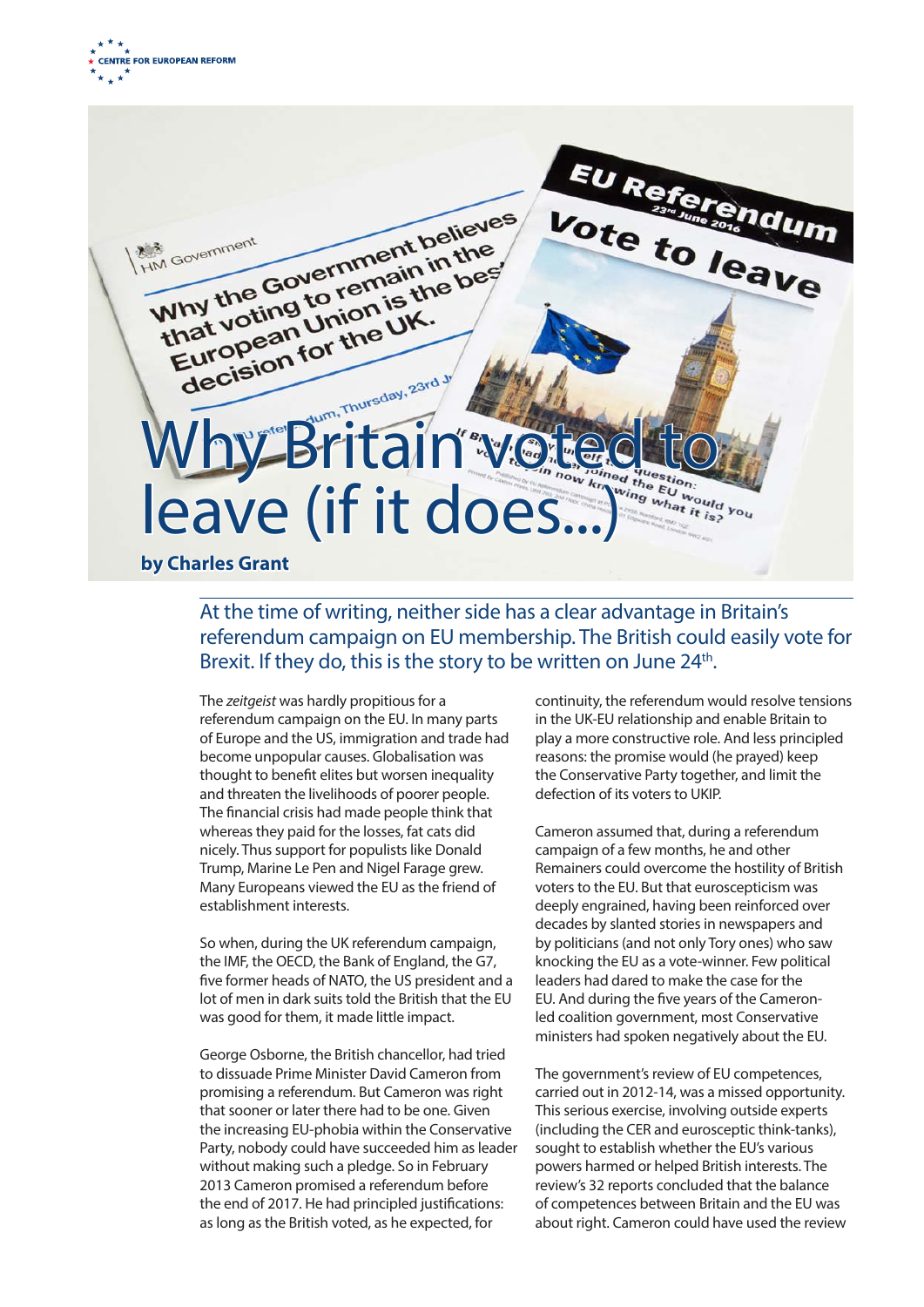# Why Britain voted to leave (if it does...)

**by Charles Grant**

At the time of writing, neither side has a clear advantage in Britain's referendum campaign on EU membership. The British could easily vote for Brexit. If they do, this is the story to be written on June 24th.

The *zeitgeist* was hardly propitious for a referendum campaign on the EU. In many parts of Europe and the US, immigration and trade had become unpopular causes. Globalisation was thought to benefit elites but worsen inequality and threaten the livelihoods of poorer people. The financial crisis had made people think that whereas they paid for the losses, fat cats did nicely. Thus support for populists like Donald Trump, Marine Le Pen and Nigel Farage grew. Many Europeans viewed the EU as the friend of establishment interests.

So when, during the UK referendum campaign, the IMF, the OECD, the Bank of England, the G7, five former heads of NATO, the US president and a lot of men in dark suits told the British that the EU was good for them, it made little impact.

George Osborne, the British chancellor, had tried to dissuade Prime Minister David Cameron from promising a referendum. But Cameron was right that sooner or later there had to be one. Given the increasing EU-phobia within the Conservative Party, nobody could have succeeded him as leader without making such a pledge. So in February 2013 Cameron promised a referendum before the end of 2017. He had principled justifications: as long as the British voted, as he expected, for continuity, the referendum would resolve tensions in the UK-EU relationship and enable Britain to play a more constructive role. And less principled reasons: the promise would (he prayed) keep the Conservative Party together, and limit the defection of its voters to UKIP.

Cameron assumed that, during a referendum campaign of a few months, he and other Remainers could overcome the hostility of British voters to the EU. But that euroscepticism was deeply engrained, having been reinforced over decades by slanted stories in newspapers and by politicians (and not only Tory ones) who saw knocking the EU as a vote-winner. Few political leaders had dared to make the case for the EU. And during the five years of the Cameron-led coalition government, most Conservative ministers had spoken negatively about the EU.

The government's review of EU competences, carried out in 2012-14, was a missed opportunity. This serious exercise, involving outside experts (including the CER and eurosceptic think-tanks), sought to establish whether the EU's various powers harmed or helped British interests. The review's 32 reports concluded that the balance of competences between Britain and the EU was about right. Cameron could have used the review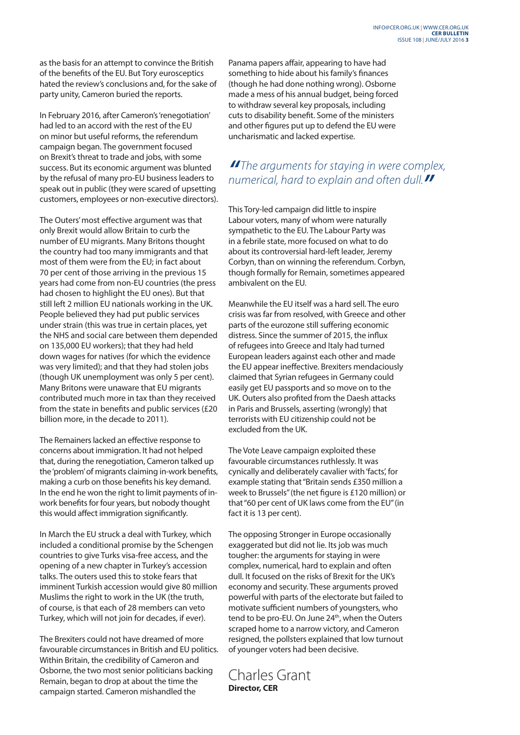as the basis for an attempt to convince the British of the benefits of the EU. But Tory eurosceptics hated the review's conclusions and, for the sake of party unity, Cameron buried the reports.

In February 2016, after Cameron's 'renegotiation' had led to an accord with the rest of the EU on minor but useful reforms, the referendum campaign began. The government focused on Brexit's threat to trade and jobs, with some success. But its economic argument was blunted by the refusal of many pro-EU business leaders to speak out in public (they were scared of upsetting customers, employees or non-executive directors).

The Outers' most effective argument was that only Brexit would allow Britain to curb the number of EU migrants. Many Britons thought the country had too many immigrants and that most of them were from the EU; in fact about 70 per cent of those arriving in the previous 15 years had come from non-EU countries (the press had chosen to highlight the EU ones). But that still left 2 million EU nationals working in the UK. People believed they had put public services under strain (this was true in certain places, yet the NHS and social care between them depended on 135,000 EU workers); that they had held down wages for natives (for which the evidence was very limited); and that they had stolen jobs (though UK unemployment was only 5 per cent). Many Britons were unaware that EU migrants contributed much more in tax than they received from the state in benefits and public services (£20 billion more, in the decade to 2011).

The Remainers lacked an effective response to concerns about immigration. It had not helped that, during the renegotiation, Cameron talked up the 'problem' of migrants claiming in-work benefits, making a curb on those benefits his key demand. In the end he won the right to limit payments of in-work benefits for four years, but nobody thought this would affect immigration significantly.

In March the EU struck a deal with Turkey, which included a conditional promise by the Schengen countries to give Turks visa-free access, and the opening of a new chapter in Turkey's accession talks. The outers used this to stoke fears that imminent Turkish accession would give 80 million Muslims the right to work in the UK (the truth, of course, is that each of 28 members can veto Turkey, which will not join for decades, if ever).

The Brexiters could not have dreamed of more favourable circumstances in British and EU politics. Within Britain, the credibility of Cameron and Osborne, the two most senior politicians backing Remain, began to drop at about the time the campaign started. Cameron mishandled the Panama papers affair, appearing to have had something to hide about his family's finances (though he had done nothing wrong). Osborne made a mess of his annual budget, being forced to withdraw several key proposals, including cuts to disability benefit. Some of the ministers and other figures put up to defend the EU were uncharismatic and lacked expertise.

> *"The arguments for staying in were complex, numerical, hard to explain and often dull."*

This Tory-led campaign did little to inspire Labour voters, many of whom were naturally sympathetic to the EU. The Labour Party was in a febrile state, more focused on what to do about its controversial hard-left leader, Jeremy Corbyn, than on winning the referendum. Corbyn, though formally for Remain, sometimes appeared ambivalent on the EU.

Meanwhile the EU itself was a hard sell. The euro crisis was far from resolved, with Greece and other parts of the eurozone still suffering economic distress. Since the summer of 2015, the influx of refugees into Greece and Italy had turned European leaders against each other and made the EU appear ineffective. Brexiters mendaciously claimed that Syrian refugees in Germany could easily get EU passports and so move on to the UK. Outers also profited from the Daesh attacks in Paris and Brussels, asserting (wrongly) that terrorists with EU citizenship could not be excluded from the UK.

The Vote Leave campaign exploited these favourable circumstances ruthlessly. It was cynically and deliberately cavalier with 'facts', for example stating that "Britain sends £350 million a week to Brussels" (the net figure is £120 million) or that "60 per cent of UK laws come from the EU" (in fact it is 13 per cent).

The opposing Stronger in Europe occasionally exaggerated but did not lie. Its job was much tougher: the arguments for staying in were complex, numerical, hard to explain and often dull. It focused on the risks of Brexit for the UK's economy and security. These arguments proved powerful with parts of the electorate but failed to motivate sufficient numbers of youngsters, who tend to be pro-EU. On June 24th, when the Outers scraped home to a narrow victory, and Cameron resigned, the pollsters explained that low turnout of younger voters had been decisive.

Charles Grant
**Director, CER**